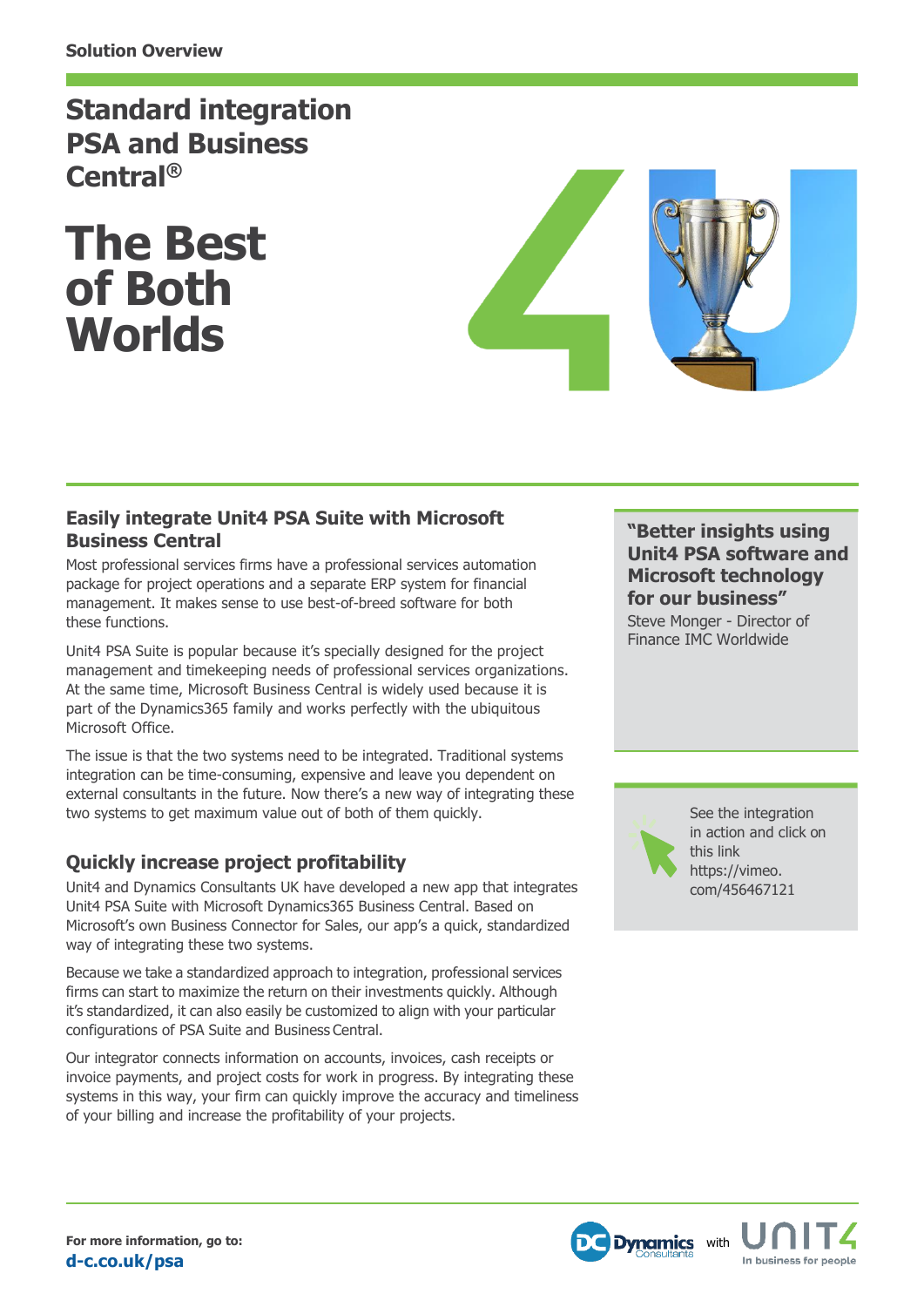Solution Overview

# Standard integration PSA and Business Central®

# The Best of Both Worlds

## Easily integrate Unit4 PSA Suite with Microsoft Business Central

Most professional services firms have a professional services automation package for project operations and a separate ERP system for financial management. It makes sense to use best-of-breed software for both these functions.

Unit4 PSA Suite is popular because it's specially designed for the project management and timekeeping needs of professional services organizations. At the same time, Microsoft Business Central is widely used because it is part of the Dynamics365 family and works perfectly with the ubiquitous Microsoft Office.

The issue is that the two systems need to be integrated. Traditional systems integration can be time-consuming, expensive and leave you dependent on external consultants in the future. Now there's a new way of integrating these two systems to get maximum value out of both of them quickly.

## Quickly increase project profitability

Unit4 and Dynamics Consultants UK have developed a new app that integrates Unit4 PSA Suite with Microsoft Dynamics365 Business Central. Based on Microsoft's own Business Connector for Sales, our app's a quick, standardized way of integrating these two systems.

Because we take a standardized approach to integration, professional services firms can start to maximize the return on their investments quickly. Although it's standardized, it can also easily be customized to align with your particular configurations of PSA Suite and Business Central.

Our integrator connects information on accounts, invoices, cash receipts or invoice payments, and project costs for work in progress. By integrating these systems in this way, your firm can quickly improve the accuracy and timeliness of your billing and increase the profitability of your projects.

**"Better insights using Unit4 PSA software and Microsoft technology for our business"**

Steve Monger - Director of Finance IMC Worldwide

See the integration in action and click on this link https://vimeo.com/456467121

**For more information, go to:**
**d-c.co.uk/psa**

Dynamics Consultants with UNIT4 In business for people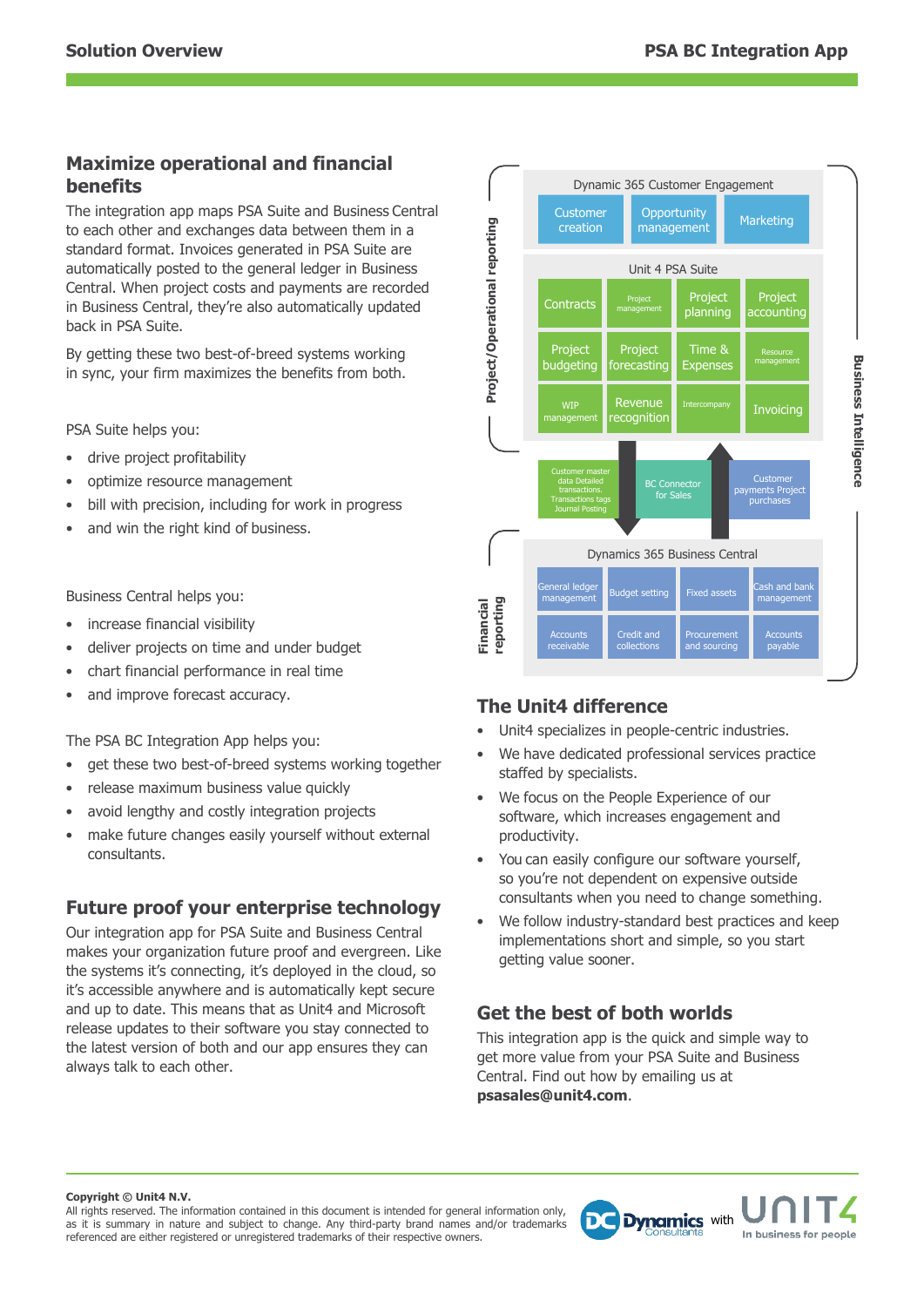## Maximize operational and financial benefits

The integration app maps PSA Suite and Business Central to each other and exchanges data between them in a standard format. Invoices generated in PSA Suite are automatically posted to the general ledger in Business Central. When project costs and payments are recorded in Business Central, they're also automatically updated back in PSA Suite.

By getting these two best-of-breed systems working in sync, your firm maximizes the benefits from both.

PSA Suite helps you:

- drive project profitability
- optimize resource management
- bill with precision, including for work in progress
- and win the right kind of business.

Business Central helps you:

- increase financial visibility
- deliver projects on time and under budget
- chart financial performance in real time
- and improve forecast accuracy.

The PSA BC Integration App helps you:

- get these two best-of-breed systems working together
- release maximum business value quickly
- avoid lengthy and costly integration projects
- make future changes easily yourself without external consultants.

## Future proof your enterprise technology

Our integration app for PSA Suite and Business Central makes your organization future proof and evergreen. Like the systems it's connecting, it's deployed in the cloud, so it's accessible anywhere and is automatically kept secure and up to date. This means that as Unit4 and Microsoft release updates to their software you stay connected to the latest version of both and our app ensures they can always talk to each other.

Project/Operational reporting

Dynamic 365 Customer Engagement

Customer creation
Opportunity management
Marketing

Unit 4 PSA Suite

Contracts
Project management
Project planning
Project accounting
Project budgeting
Project forecasting
Time & Expenses
Resource management
WIP management
Revenue recognition
Intercompany
Invoicing

Customer master data Detailed transactions. Transactions tags Journal Posting
BC Connector for Sales
Customer payments Project purchases

Financial reporting

Dynamics 365 Business Central

General ledger management
Budget setting
Fixed assets
Cash and bank management
Accounts receivable
Credit and collections
Procurement and sourcing
Accounts payable

Business Intelligence

## The Unit4 difference

- Unit4 specializes in people-centric industries.
- We have dedicated professional services practice staffed by specialists.
- We focus on the People Experience of our software, which increases engagement and productivity.
- You can easily configure our software yourself, so you're not dependent on expensive outside consultants when you need to change something.
- We follow industry-standard best practices and keep implementations short and simple, so you start getting value sooner.

## Get the best of both worlds

This integration app is the quick and simple way to get more value from your PSA Suite and Business Central. Find out how by emailing us at **psasales@unit4.com**.

**Copyright © Unit4 N.V.**
All rights reserved. The information contained in this document is intended for general information only, as it is summary in nature and subject to change. Any third-party brand names and/or trademarks referenced are either registered or unregistered trademarks of their respective owners.

Dynamics Consultants with UNIT4 In business for people